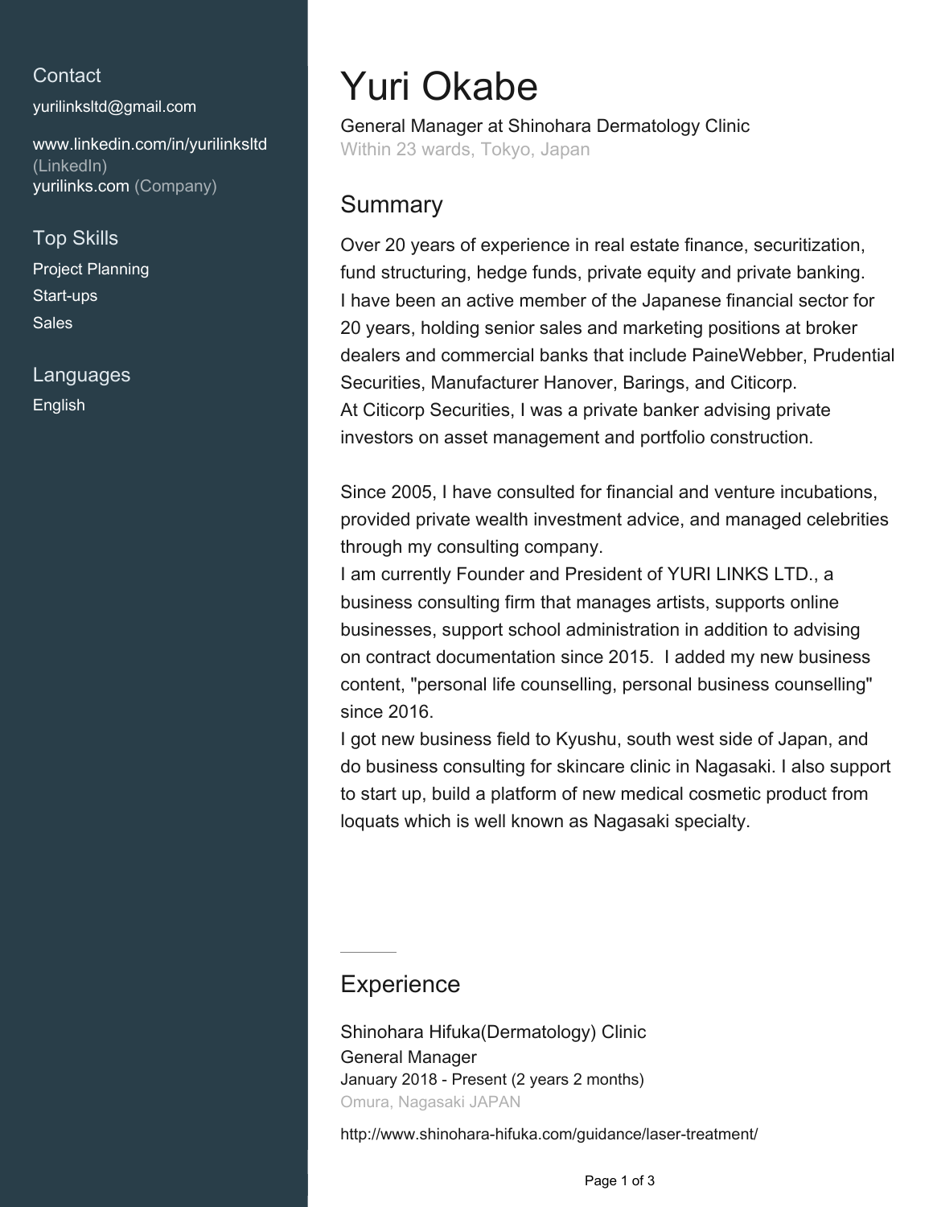## Contact

yurilinksltd@gmail.com

www.linkedin.com/in/yurilinksltd (LinkedIn)
yurilinks.com (Company)

## Top Skills

Project Planning
Start-ups
Sales

## Languages

English

# Yuri Okabe

General Manager at Shinohara Dermatology Clinic
Within 23 wards, Tokyo, Japan

## Summary

Over 20 years of experience in real estate finance, securitization, fund structuring, hedge funds, private equity and private banking.
I have been an active member of the Japanese financial sector for 20 years, holding senior sales and marketing positions at broker dealers and commercial banks that include PaineWebber, Prudential Securities, Manufacturer Hanover, Barings, and Citicorp.
At Citicorp Securities, I was a private banker advising private investors on asset management and portfolio construction.

Since 2005, I have consulted for financial and venture incubations, provided private wealth investment advice, and managed celebrities through my consulting company.
I am currently Founder and President of YURI LINKS LTD., a business consulting firm that manages artists, supports online businesses, support school administration in addition to advising on contract documentation since 2015. I added my new business content, "personal life counselling, personal business counselling" since 2016.
I got new business field to Kyushu, south west side of Japan, and do business consulting for skincare clinic in Nagasaki. I also support to start up, build a platform of new medical cosmetic product from loquats which is well known as Nagasaki specialty.

## Experience

### Shinohara Hifuka(Dermatology) Clinic

General Manager
January 2018 - Present (2 years 2 months)
Omura, Nagasaki JAPAN

http://www.shinohara-hifuka.com/guidance/laser-treatment/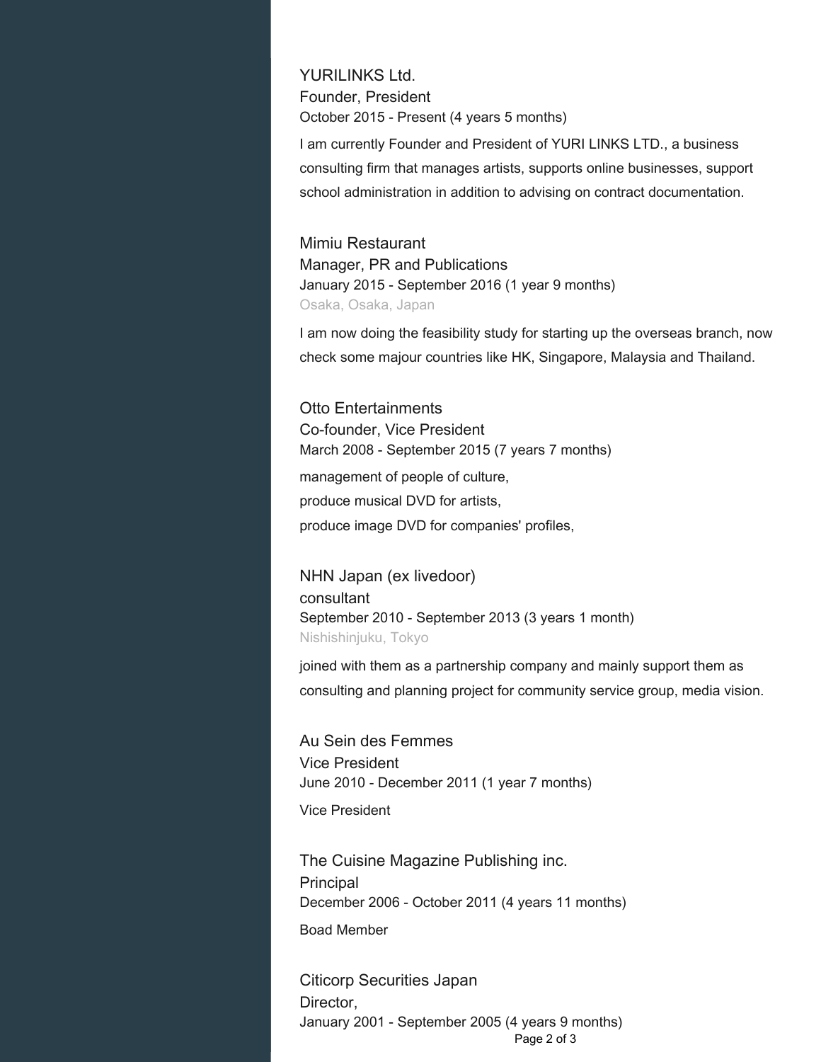### YURILINKS Ltd.
Founder, President
October 2015 - Present (4 years 5 months)

I am currently Founder and President of YURI LINKS LTD., a business consulting firm that manages artists, supports online businesses, support school administration in addition to advising on contract documentation.

### Mimiu Restaurant
Manager, PR and Publications
January 2015 - September 2016 (1 year 9 months)
Osaka, Osaka, Japan

I am now doing the feasibility study for starting up the overseas branch, now check some majour countries like HK, Singapore, Malaysia and Thailand.

### Otto Entertainments
Co-founder, Vice President
March 2008 - September 2015 (7 years 7 months)

management of people of culture,
produce musical DVD for artists,
produce image DVD for companies' profiles,

### NHN Japan (ex livedoor)
consultant
September 2010 - September 2013 (3 years 1 month)
Nishishinjuku, Tokyo

joined with them as a partnership company and mainly support them as consulting and planning project for community service group, media vision.

### Au Sein des Femmes
Vice President
June 2010 - December 2011 (1 year 7 months)

Vice President

### The Cuisine Magazine Publishing inc.
Principal
December 2006 - October 2011 (4 years 11 months)

Boad Member

### Citicorp Securities Japan
Director,
January 2001 - September 2005 (4 years 9 months)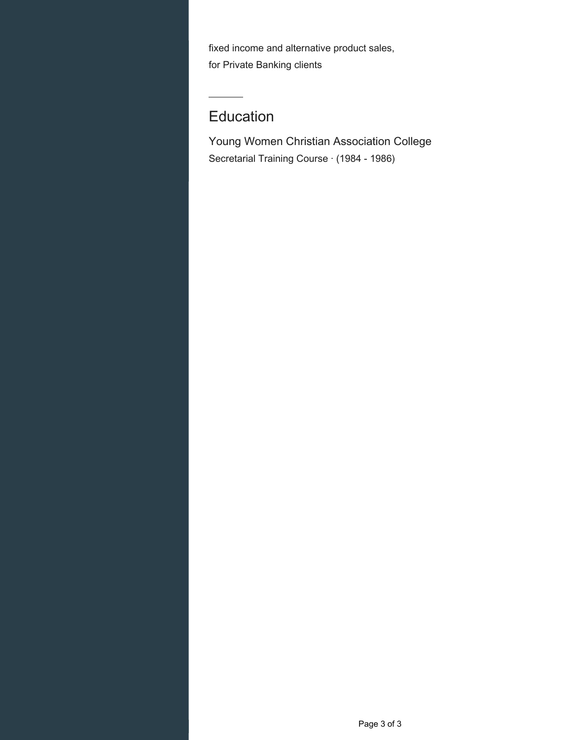fixed income and alternative product sales, for Private Banking clients

## Education

### Young Women Christian Association College

Secretarial Training Course · (1984 - 1986)